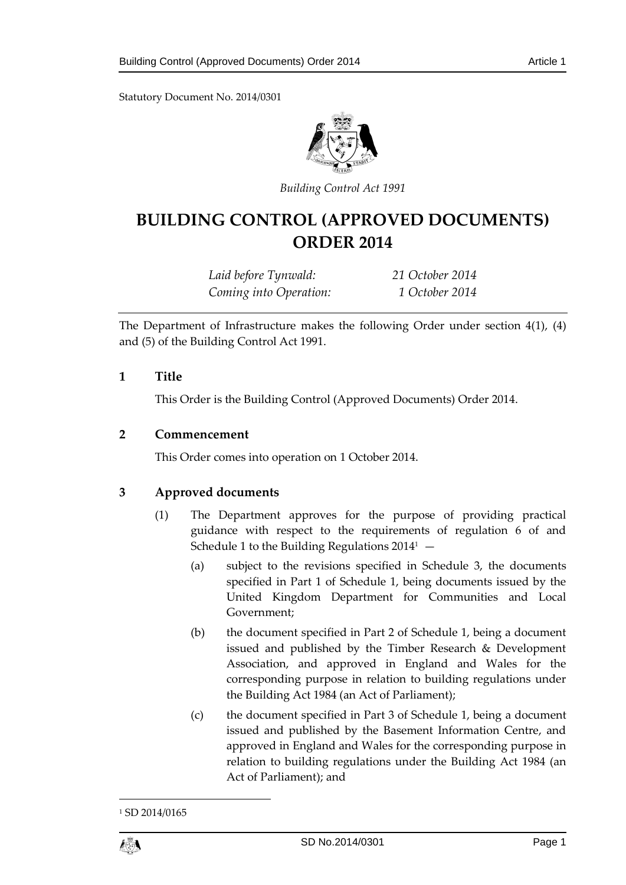Statutory Document No. 2014/0301

*Building Control Act 1991*

# BUILDING CONTROL (APPROVED DOCUMENTS) ORDER 2014

| | |
|---|---|
| *Laid before Tynwald:* | *21 October 2014* |
| *Coming into Operation:* | *1 October 2014* |

The Department of Infrastructure makes the following Order under section 4(1), (4) and (5) of the Building Control Act 1991.

### 1 Title

This Order is the Building Control (Approved Documents) Order 2014.

### 2 Commencement

This Order comes into operation on 1 October 2014.

### 3 Approved documents

(1) The Department approves for the purpose of providing practical guidance with respect to the requirements of regulation 6 of and Schedule 1 to the Building Regulations 2014[1] —

(a) subject to the revisions specified in Schedule 3, the documents specified in Part 1 of Schedule 1, being documents issued by the United Kingdom Department for Communities and Local Government;

(b) the document specified in Part 2 of Schedule 1, being a document issued and published by the Timber Research & Development Association, and approved in England and Wales for the corresponding purpose in relation to building regulations under the Building Act 1984 (an Act of Parliament);

(c) the document specified in Part 3 of Schedule 1, being a document issued and published by the Basement Information Centre, and approved in England and Wales for the corresponding purpose in relation to building regulations under the Building Act 1984 (an Act of Parliament); and

[1] SD 2014/0165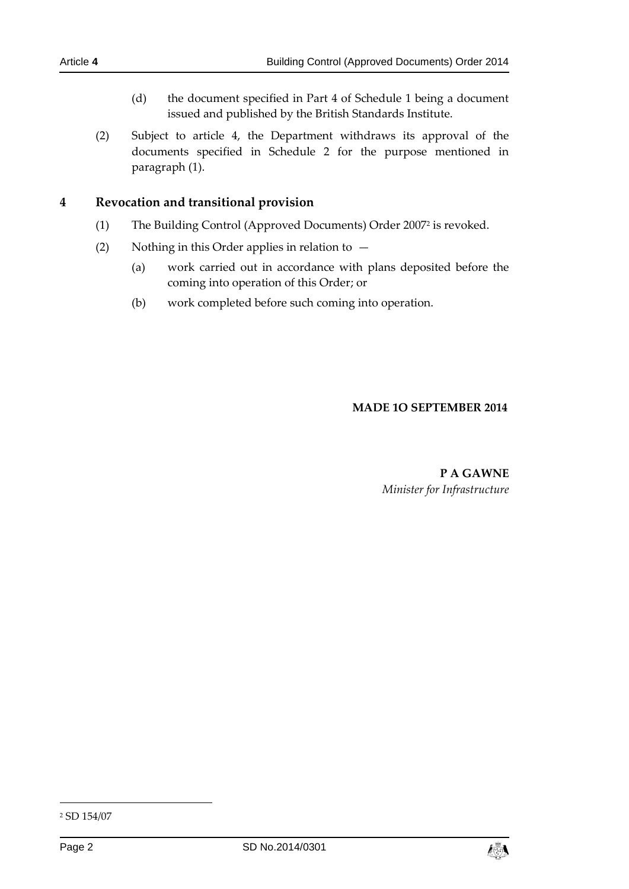(d) the document specified in Part 4 of Schedule 1 being a document issued and published by the British Standards Institute.

(2) Subject to article 4, the Department withdraws its approval of the documents specified in Schedule 2 for the purpose mentioned in paragraph (1).

## 4 Revocation and transitional provision

(1) The Building Control (Approved Documents) Order 2007[2] is revoked.

(2) Nothing in this Order applies in relation to —

(a) work carried out in accordance with plans deposited before the coming into operation of this Order; or

(b) work completed before such coming into operation.

**MADE 1O SEPTEMBER 2014**

**P A GAWNE**
*Minister for Infrastructure*

---

[2] SD 154/07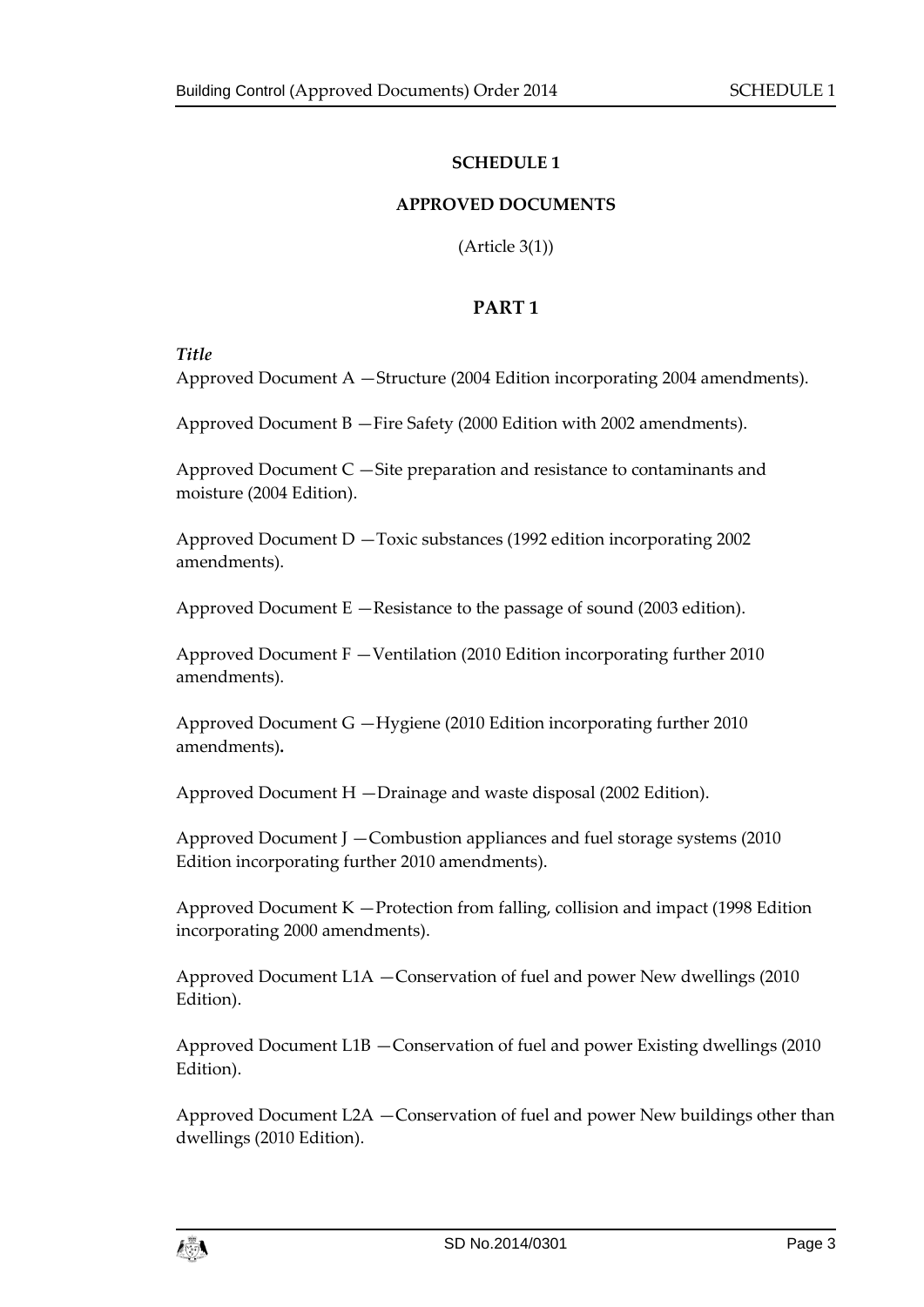## SCHEDULE 1

### APPROVED DOCUMENTS

(Article 3(1))

### PART 1

*Title*

Approved Document A —Structure (2004 Edition incorporating 2004 amendments).

Approved Document B —Fire Safety (2000 Edition with 2002 amendments).

Approved Document C —Site preparation and resistance to contaminants and moisture (2004 Edition).

Approved Document D —Toxic substances (1992 edition incorporating 2002 amendments).

Approved Document E —Resistance to the passage of sound (2003 edition).

Approved Document F —Ventilation (2010 Edition incorporating further 2010 amendments).

Approved Document G —Hygiene (2010 Edition incorporating further 2010 amendments).

Approved Document H —Drainage and waste disposal (2002 Edition).

Approved Document J —Combustion appliances and fuel storage systems (2010 Edition incorporating further 2010 amendments).

Approved Document K —Protection from falling, collision and impact (1998 Edition incorporating 2000 amendments).

Approved Document L1A —Conservation of fuel and power New dwellings (2010 Edition).

Approved Document L1B —Conservation of fuel and power Existing dwellings (2010 Edition).

Approved Document L2A —Conservation of fuel and power New buildings other than dwellings (2010 Edition).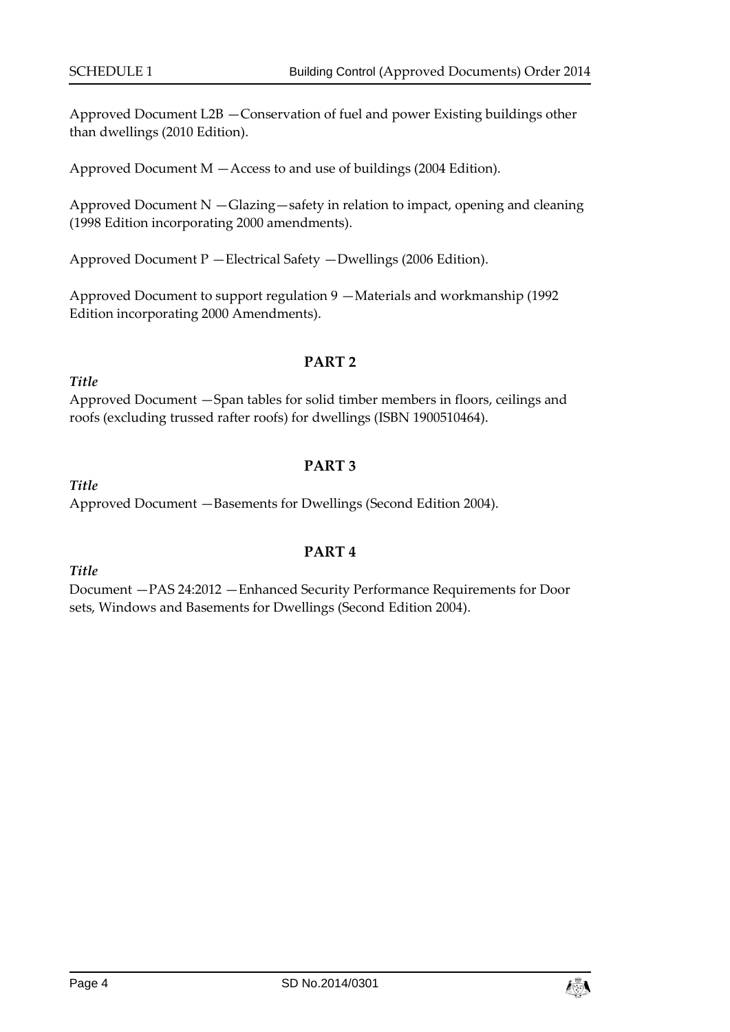Approved Document L2B —Conservation of fuel and power Existing buildings other than dwellings (2010 Edition).

Approved Document M —Access to and use of buildings (2004 Edition).

Approved Document N —Glazing—safety in relation to impact, opening and cleaning (1998 Edition incorporating 2000 amendments).

Approved Document P —Electrical Safety —Dwellings (2006 Edition).

Approved Document to support regulation 9 —Materials and workmanship (1992 Edition incorporating 2000 Amendments).

## PART 2

***Title***

Approved Document —Span tables for solid timber members in floors, ceilings and roofs (excluding trussed rafter roofs) for dwellings (ISBN 1900510464).

## PART 3

***Title***

Approved Document —Basements for Dwellings (Second Edition 2004).

## PART 4

***Title***

Document —PAS 24:2012 —Enhanced Security Performance Requirements for Door sets, Windows and Basements for Dwellings (Second Edition 2004).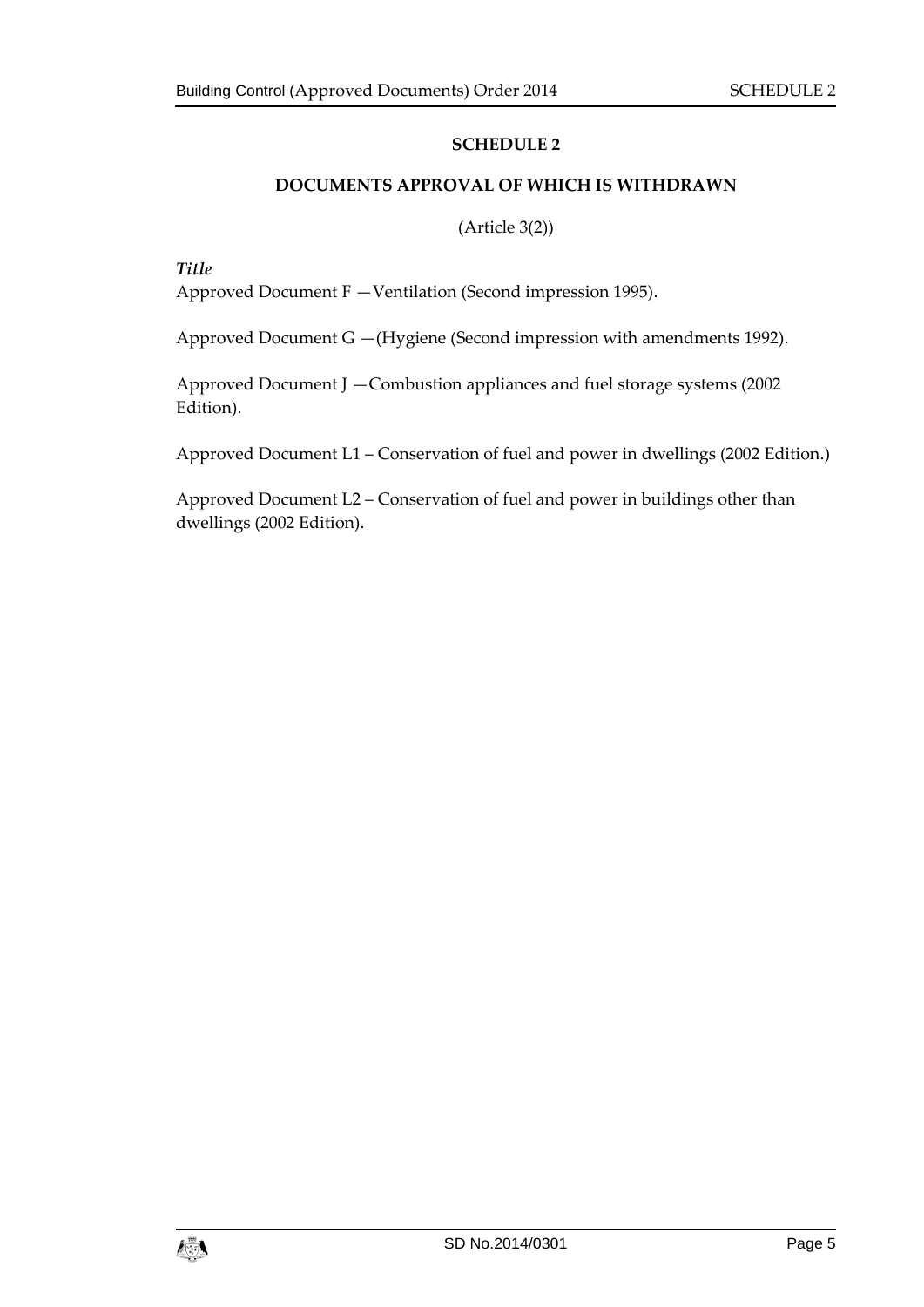## SCHEDULE 2

## DOCUMENTS APPROVAL OF WHICH IS WITHDRAWN

(Article 3(2))

*Title*

Approved Document F —Ventilation (Second impression 1995).

Approved Document G —(Hygiene (Second impression with amendments 1992).

Approved Document J —Combustion appliances and fuel storage systems (2002 Edition).

Approved Document L1 – Conservation of fuel and power in dwellings (2002 Edition.)

Approved Document L2 – Conservation of fuel and power in buildings other than dwellings (2002 Edition).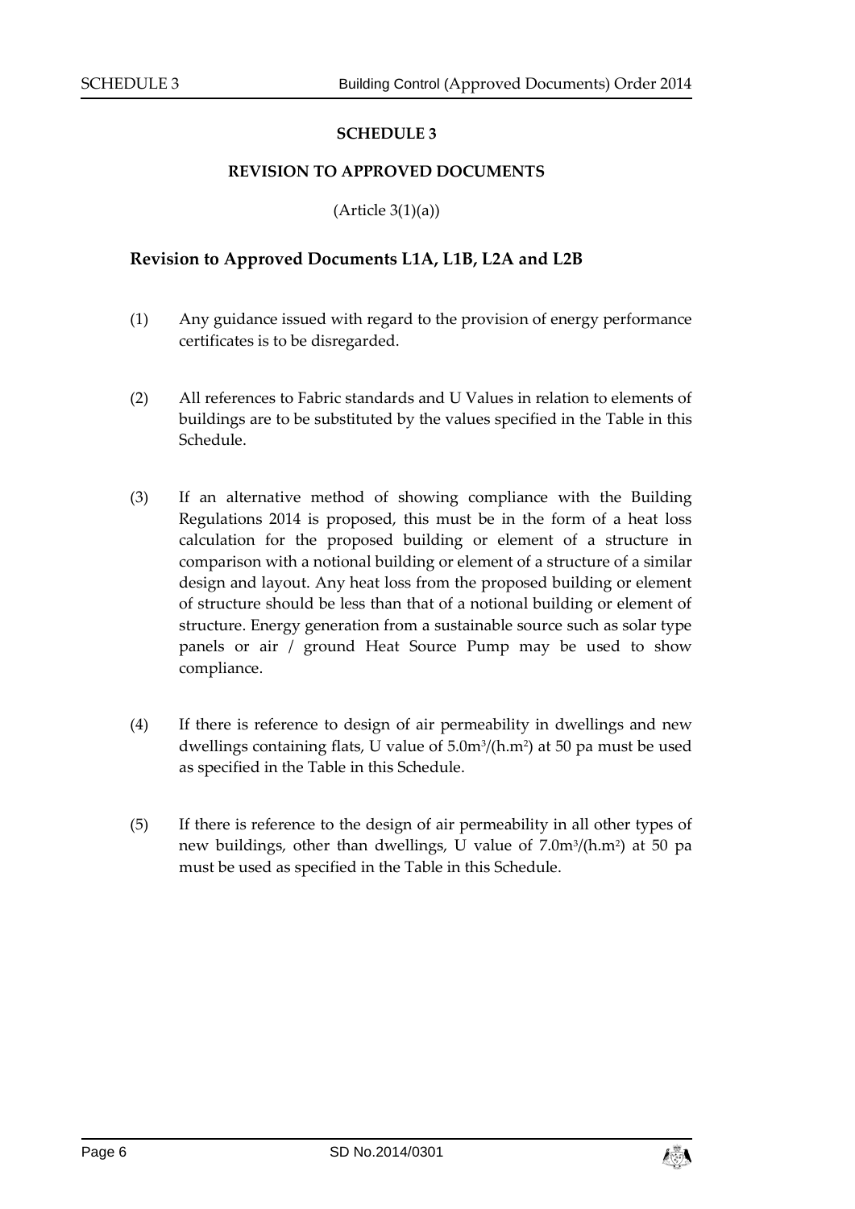## SCHEDULE 3

### REVISION TO APPROVED DOCUMENTS

(Article 3(1)(a))

### Revision to Approved Documents L1A, L1B, L2A and L2B

(1) Any guidance issued with regard to the provision of energy performance certificates is to be disregarded.

(2) All references to Fabric standards and U Values in relation to elements of buildings are to be substituted by the values specified in the Table in this Schedule.

(3) If an alternative method of showing compliance with the Building Regulations 2014 is proposed, this must be in the form of a heat loss calculation for the proposed building or element of a structure in comparison with a notional building or element of a structure of a similar design and layout. Any heat loss from the proposed building or element of structure should be less than that of a notional building or element of structure. Energy generation from a sustainable source such as solar type panels or air / ground Heat Source Pump may be used to show compliance.

(4) If there is reference to design of air permeability in dwellings and new dwellings containing flats, U value of $5.0m^3/(h.m^2)$ at 50 pa must be used as specified in the Table in this Schedule.

(5) If there is reference to the design of air permeability in all other types of new buildings, other than dwellings, U value of $7.0m^3/(h.m^2)$ at 50 pa must be used as specified in the Table in this Schedule.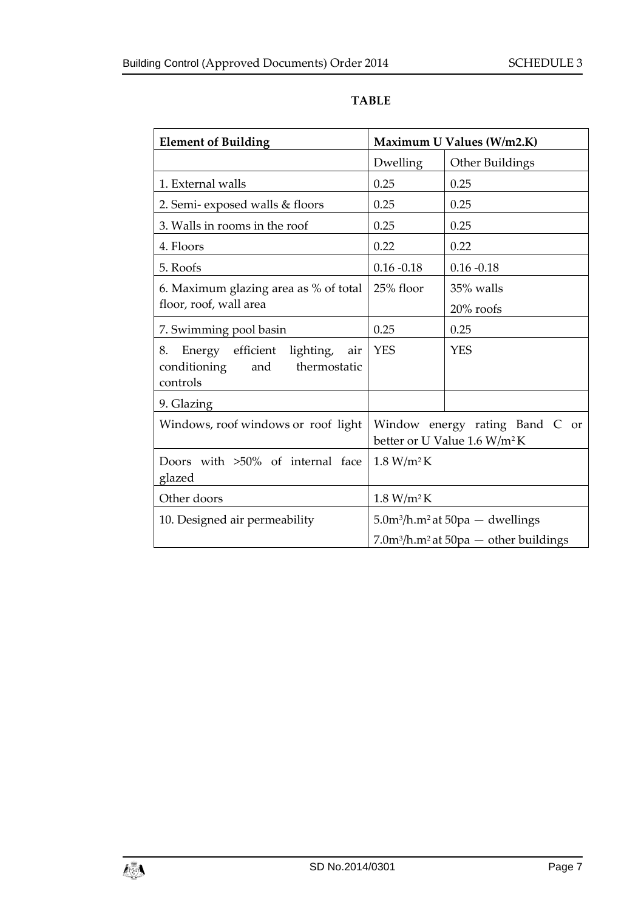**TABLE**

| Element of Building | Maximum U Values (W/m2.K) | |
|---|---|---|
| | Dwelling | Other Buildings |
| 1. External walls | 0.25 | 0.25 |
| 2. Semi- exposed walls & floors | 0.25 | 0.25 |
| 3. Walls in rooms in the roof | 0.25 | 0.25 |
| 4. Floors | 0.22 | 0.22 |
| 5. Roofs | 0.16 -0.18 | 0.16 -0.18 |
| 6. Maximum glazing area as % of total floor, roof, wall area | 25% floor | 35% walls<br>20% roofs |
| 7. Swimming pool basin | 0.25 | 0.25 |
| 8. Energy efficient lighting, air conditioning and thermostatic controls | YES | YES |
| 9. Glazing | | |
| Windows, roof windows or roof light | Window energy rating Band C or better or U Value 1.6 $W/m^2K$ | |
| Doors with >50% of internal face glazed | 1.8 $W/m^2K$ | |
| Other doors | 1.8 $W/m^2K$ | |
| 10. Designed air permeability | $5.0m^3/h.m^2$ at 50pa — dwellings<br>$7.0m^3/h.m^2$ at 50pa — other buildings | |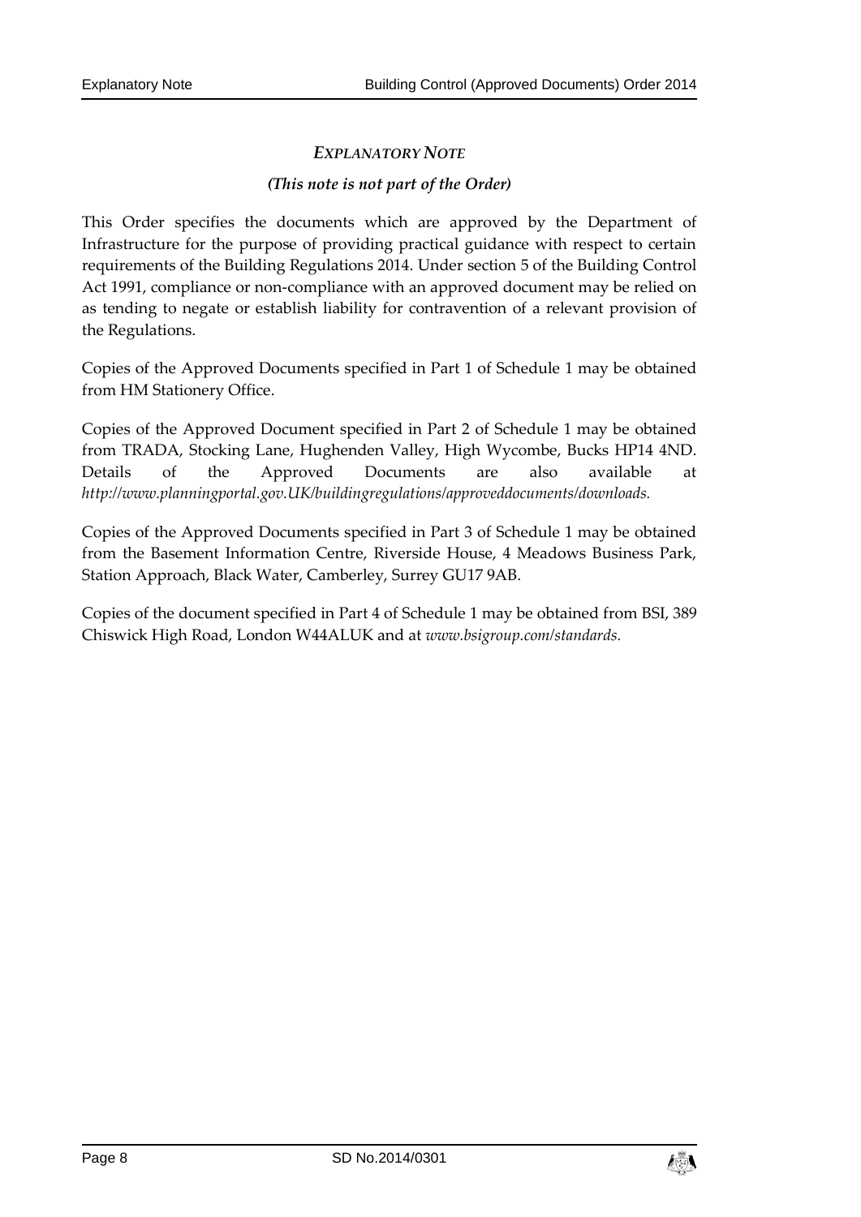## *EXPLANATORY NOTE*

***(This note is not part of the Order)***

This Order specifies the documents which are approved by the Department of Infrastructure for the purpose of providing practical guidance with respect to certain requirements of the Building Regulations 2014. Under section 5 of the Building Control Act 1991, compliance or non-compliance with an approved document may be relied on as tending to negate or establish liability for contravention of a relevant provision of the Regulations.

Copies of the Approved Documents specified in Part 1 of Schedule 1 may be obtained from HM Stationery Office.

Copies of the Approved Document specified in Part 2 of Schedule 1 may be obtained from TRADA, Stocking Lane, Hughenden Valley, High Wycombe, Bucks HP14 4ND. Details of the Approved Documents are also available at *http://www.planningportal.gov.UK/buildingregulations/approveddocuments/downloads.*

Copies of the Approved Documents specified in Part 3 of Schedule 1 may be obtained from the Basement Information Centre, Riverside House, 4 Meadows Business Park, Station Approach, Black Water, Camberley, Surrey GU17 9AB.

Copies of the document specified in Part 4 of Schedule 1 may be obtained from BSI, 389 Chiswick High Road, London W44ALUK and at *www.bsigroup.com/standards.*